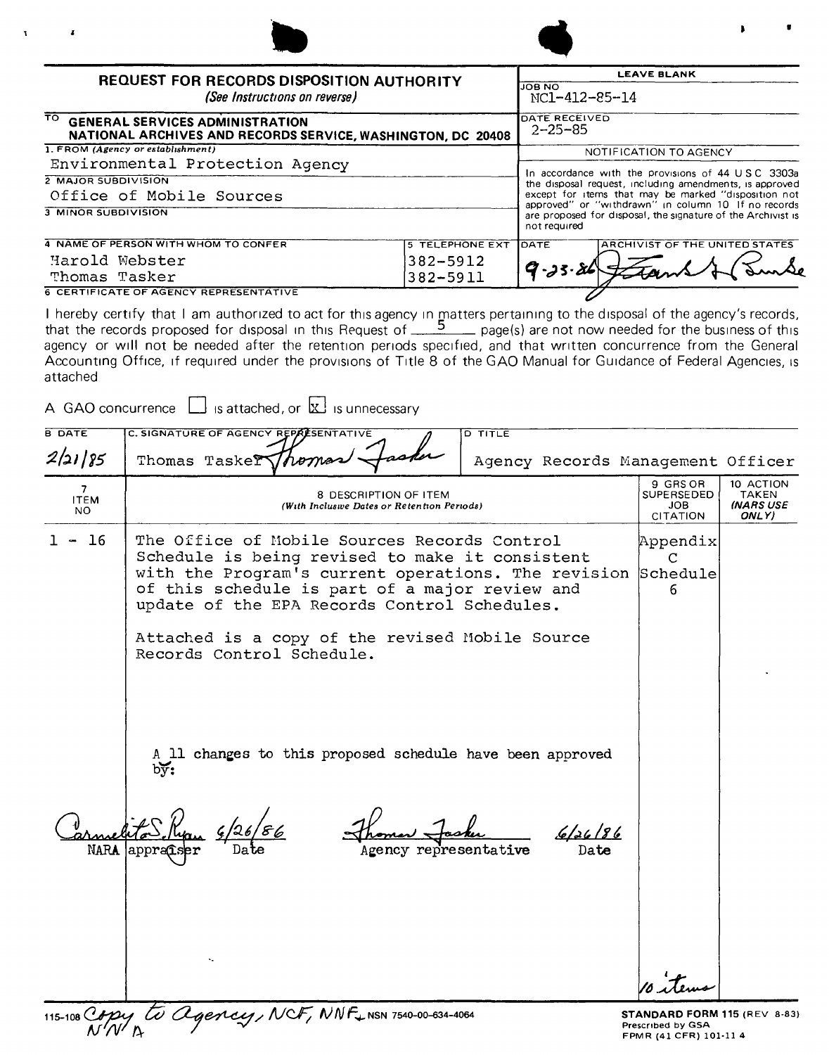# REQUEST FOR RECORDS DISPOSITION AUTHORITY

*(See Instructions on reverse)*

| | |
|---|---|
| TO **GENERAL SERVICES ADMINISTRATION NATIONAL ARCHIVES AND RECORDS SERVICE, WASHINGTON, DC 20408** | **LEAVE BLANK** JOB NO NC1-412-85-14 |
| | DATE RECEIVED 2-25-85 |
| 1. FROM *(Agency or establishment)* Environmental Protection Agency | NOTIFICATION TO AGENCY |
| 2 MAJOR SUBDIVISION Office of Mobile Sources | In accordance with the provisions of 44 U S C 3303a the disposal request, including amendments, is approved except for items that may be marked "disposition not approved" or "withdrawn" in column 10 If no records are proposed for disposal, the signature of the Archivist is not required |
| 3 MINOR SUBDIVISION | |

| 4 NAME OF PERSON WITH WHOM TO CONFER | 5 TELEPHONE EXT | DATE | ARCHIVIST OF THE UNITED STATES |
|---|---|---|---|
| Harold Webster | 382-5912 | 9-23-86 | [signature] |
| Thomas Tasker | 382-5911 | | |

**6 CERTIFICATE OF AGENCY REPRESENTATIVE**

I hereby certify that I am authorized to act for this agency in matters pertaining to the disposal of the agency's records, that the records proposed for disposal in this Request of 5 page(s) are not now needed for the business of this agency or will not be needed after the retention periods specified, and that written concurrence from the General Accounting Office, if required under the provisions of Title 8 of the GAO Manual for Guidance of Federal Agencies, is attached

A GAO concurrence ☐ is attached, or ☒ is unnecessary

| B DATE | C. SIGNATURE OF AGENCY REPRESENTATIVE | D TITLE |
|---|---|---|
| 2/21/85 | Thomas Tasker [signature] | Agency Records Management Officer |

| 7 ITEM NO | 8 DESCRIPTION OF ITEM *(With Inclusive Dates or Retention Periods)* | 9 GRS OR SUPERSEDED JOB CITATION | 10 ACTION TAKEN *(NARS USE ONLY)* |
|---|---|---|---|
| 1 - 16 | The Office of Mobile Sources Records Control Schedule is being revised to make it consistent with the Program's current operations. The revision of this schedule is part of a major review and update of the EPA Records Control Schedules. Attached is a copy of the revised Mobile Source Records Control Schedule. All changes to this proposed schedule have been approved by: Carmelita S. Ryan 6/26/86 NARA appraiser Date; Thomas Tasker 6/26/86 Agency representative Date | Appendix C Schedule 6 | 10 items |

115-108 Copy to agency, NCF, NNF, NNA NSN 7540-00-634-4064

**STANDARD FORM 115** (REV 8-83) Prescribed by GSA FPMR (41 CFR) 101-11 4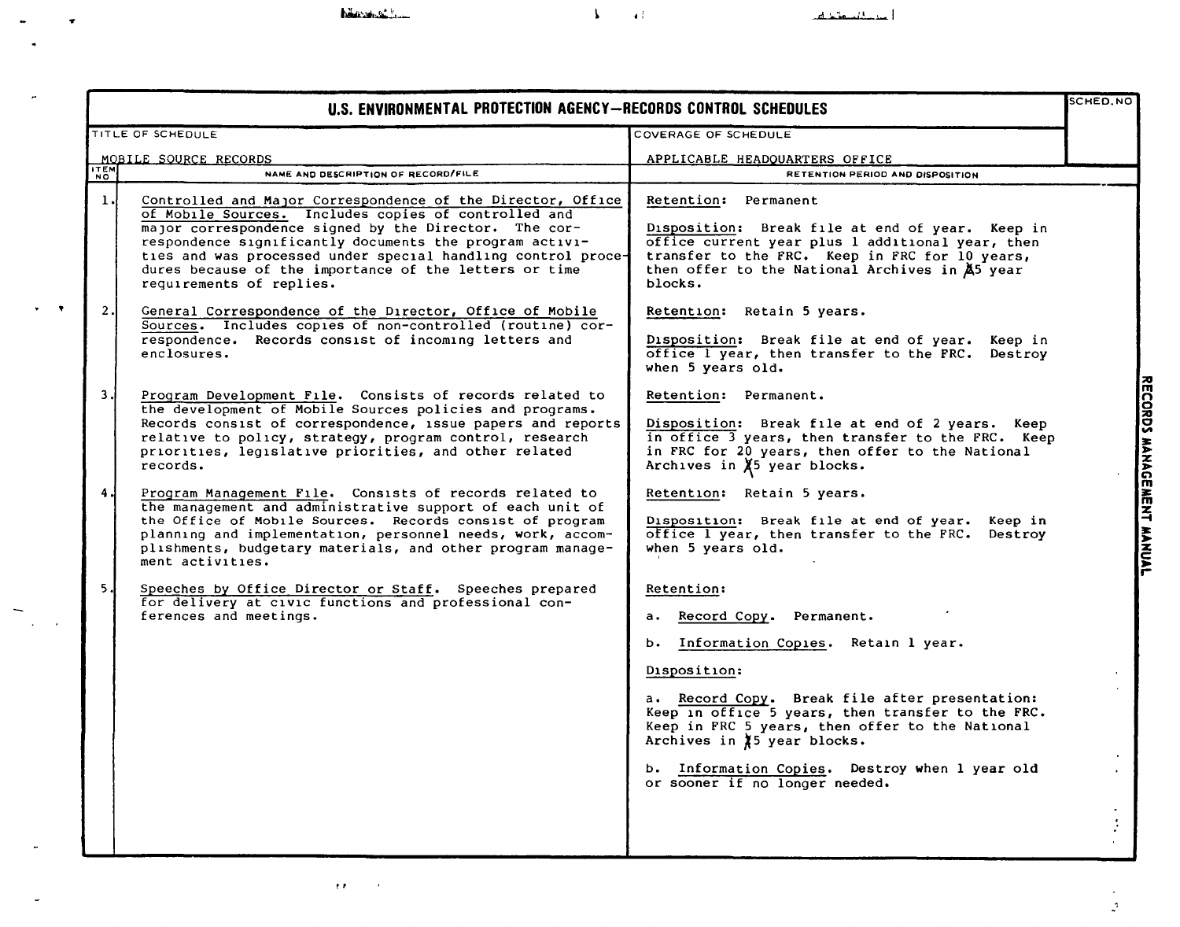# U.S. ENVIRONMENTAL PROTECTION AGENCY—RECORDS CONTROL SCHEDULES

| TITLE OF SCHEDULE | COVERAGE OF SCHEDULE | SCHED. NO |
|---|---|---|
| MOBILE SOURCE RECORDS | APPLICABLE HEADQUARTERS OFFICE | |

| ITEM NO | NAME AND DESCRIPTION OF RECORD/FILE | RETENTION PERIOD AND DISPOSITION |
|---|---|---|
| 1. | Controlled and Major Correspondence of the Director, Office of Mobile Sources. Includes copies of controlled and major correspondence signed by the Director. The correspondence significantly documents the program activities and was processed under special handling control procedures because of the importance of the letters or time requirements of replies. | Retention: Permanent<br><br>Disposition: Break file at end of year. Keep in office current year plus 1 additional year, then transfer to the FRC. Keep in FRC for 10 years, then offer to the National Archives in 5 year blocks. |
| 2. | General Correspondence of the Director, Office of Mobile Sources. Includes copies of non-controlled (routine) correspondence. Records consist of incoming letters and enclosures. | Retention: Retain 5 years.<br><br>Disposition: Break file at end of year. Keep in office 1 year, then transfer to the FRC. Destroy when 5 years old. |
| 3. | Program Development File. Consists of records related to the development of Mobile Sources policies and programs. Records consist of correspondence, issue papers and reports relative to policy, strategy, program control, research priorities, legislative priorities, and other related records. | Retention: Permanent.<br><br>Disposition: Break file at end of 2 years. Keep in office 3 years, then transfer to the FRC. Keep in FRC for 20 years, then offer to the National Archives in 5 year blocks. |
| 4. | Program Management File. Consists of records related to the management and administrative support of each unit of the Office of Mobile Sources. Records consist of program planning and implementation, personnel needs, work, accomplishments, budgetary materials, and other program management activities. | Retention: Retain 5 years.<br><br>Disposition: Break file at end of year. Keep in office 1 year, then transfer to the FRC. Destroy when 5 years old. |
| 5. | Speeches by Office Director or Staff. Speeches prepared for delivery at civic functions and professional conferences and meetings. | Retention:<br><br>a. Record Copy. Permanent.<br><br>b. Information Copies. Retain 1 year.<br><br>Disposition:<br><br>a. Record Copy. Break file after presentation: Keep in office 5 years, then transfer to the FRC. Keep in FRC 5 years, then offer to the National Archives in 5 year blocks.<br><br>b. Information Copies. Destroy when 1 year old or sooner if no longer needed. |

RECORDS MANAGEMENT MANUAL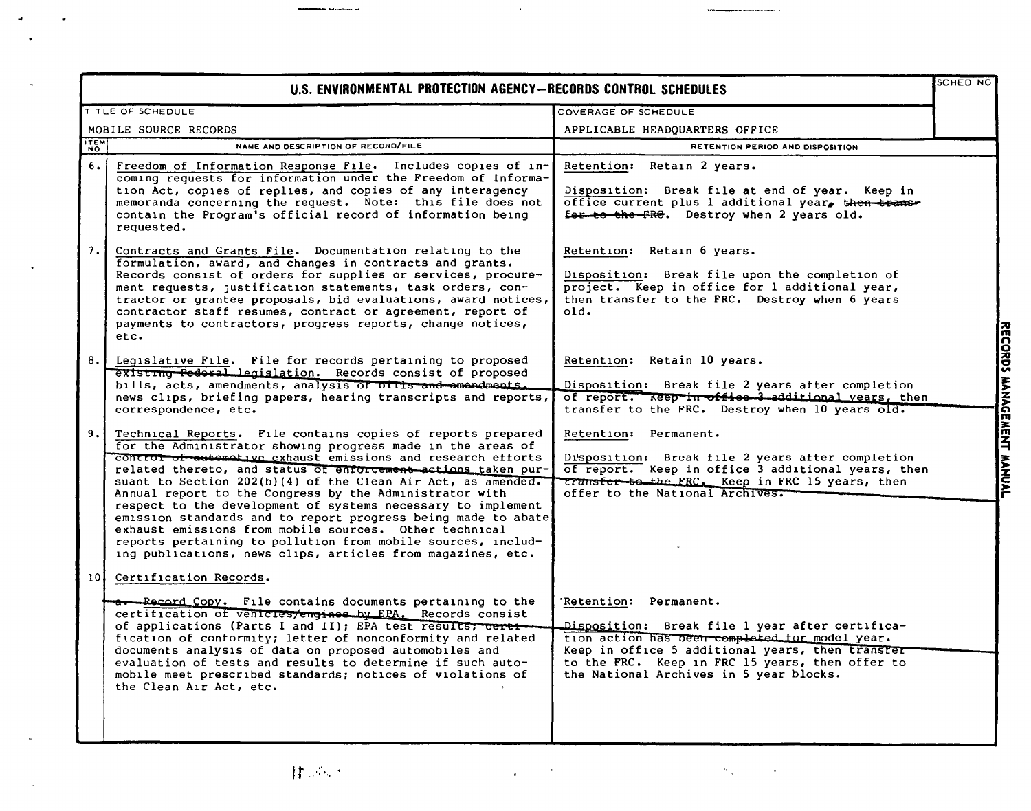# U.S. ENVIRONMENTAL PROTECTION AGENCY—RECORDS CONTROL SCHEDULES

| TITLE OF SCHEDULE | COVERAGE OF SCHEDULE | SCHED NO |
|---|---|---|
| MOBILE SOURCE RECORDS | APPLICABLE HEADQUARTERS OFFICE | |

| ITEM NO | NAME AND DESCRIPTION OF RECORD/FILE | RETENTION PERIOD AND DISPOSITION |
|---|---|---|
| 6. | Freedom of Information Response File. Includes copies of incoming requests for information under the Freedom of Information Act, copies of replies, and copies of any interagency memoranda concerning the request. Note: this file does not contain the Program's official record of information being requested. | Retention: Retain 2 years. <br><br> Disposition: Break file at end of year. Keep in office current plus 1 additional year, ~~then transfer to the FRC~~. Destroy when 2 years old. |
| 7. | Contracts and Grants File. Documentation relating to the formulation, award, and changes in contracts and grants. Records consist of orders for supplies or services, procurement requests, justification statements, task orders, contractor or grantee proposals, bid evaluations, award notices, contractor staff resumes, contract or agreement, report of payments to contractors, progress reports, change notices, etc. | Retention: Retain 6 years. <br><br> Disposition: Break file upon the completion of project. Keep in office for 1 additional year, then transfer to the FRC. Destroy when 6 years old. |
| 8. | Legislative File. File for records pertaining to proposed ~~existing Federal~~ legislation. Records consist of proposed bills, acts, amendments, analysis of ~~bills and amendments~~, news clips, briefing papers, hearing transcripts and reports, correspondence, etc. | Retention: Retain 10 years. <br><br> Disposition: Break file 2 years after completion of report. Keep ~~in office~~ 3 additional years, then transfer to the FRC. Destroy when 10 years old. |
| 9. | Technical Reports. File contains copies of reports prepared for the Administrator showing progress made in the areas of control ~~of automotive~~ exhaust emissions and research efforts related thereto, and status of ~~enforcement actions~~ taken pursuant to Section 202(b)(4) of the Clean Air Act, as amended. Annual report to the Congress by the Administrator with respect to the development of systems necessary to implement emission standards and to report progress being made to abate exhaust emissions from mobile sources. Other technical reports pertaining to pollution from mobile sources, including publications, news clips, articles from magazines, etc. | Retention: Permanent. <br><br> Disposition: Break file 2 years after completion of report. Keep in office 3 additional years, then ~~transfer to the FRC~~. Keep in FRC 15 years, then offer to the National Archives. |
| 10 | Certification Records. <br><br> ~~a.~~ Record Copy. File contains documents pertaining to the certification of ~~vehicles/engines by EPA~~. Records consist of applications (Parts I and II); EPA test results; ~~certification~~ of conformity; letter of nonconformity and related documents analysis of data on proposed automobiles and evaluation of tests and results to determine if such automobile meet prescribed standards; notices of violations of the Clean Air Act, etc. | Retention: Permanent. <br><br> Disposition: Break file 1 year after certification action has ~~been completed~~ for model year. Keep in office 5 additional years, then transfer to the FRC. Keep in FRC 15 years, then offer to the National Archives in 5 year blocks. |

RECORDS MANAGEMENT MANUAL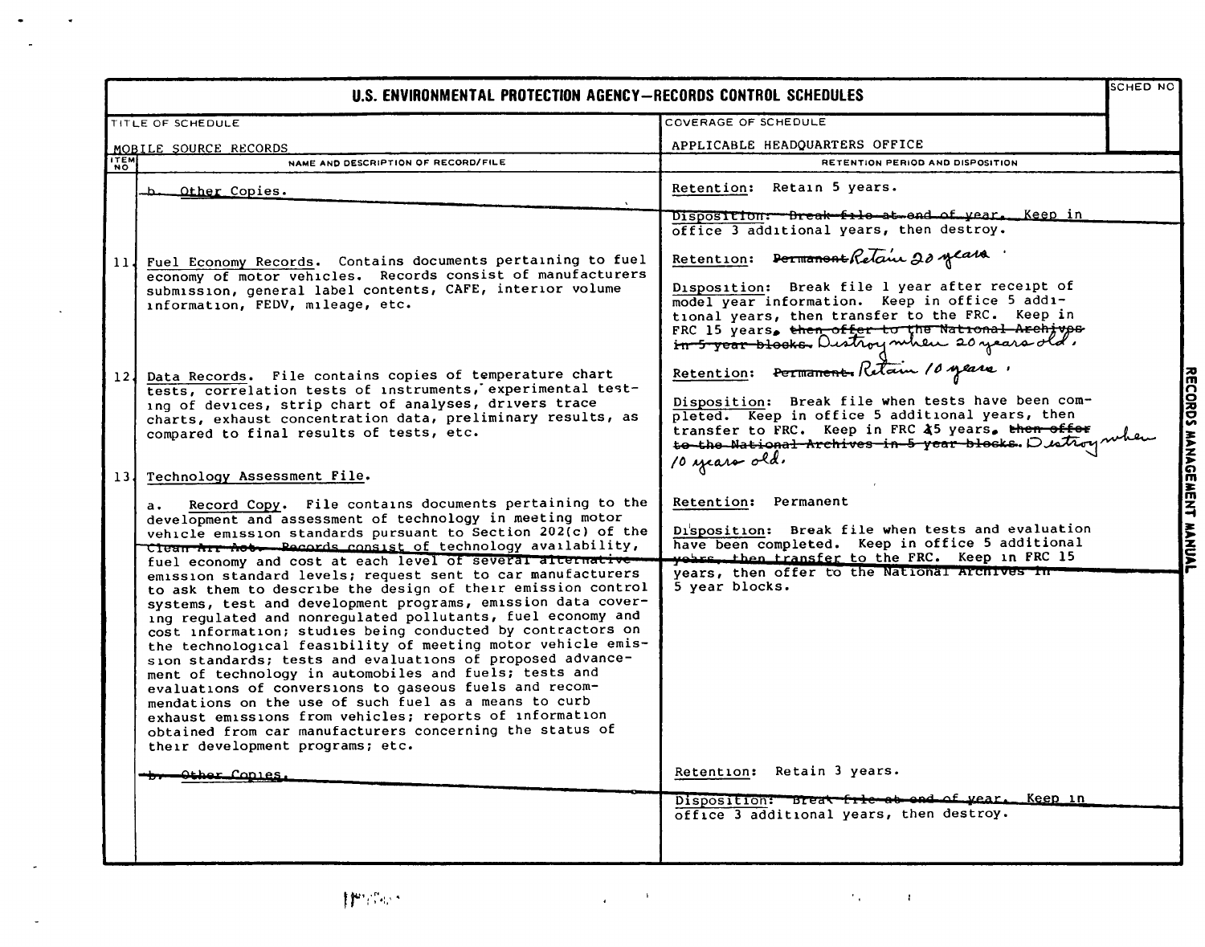# U.S. ENVIRONMENTAL PROTECTION AGENCY—RECORDS CONTROL SCHEDULES

| TITLE OF SCHEDULE | COVERAGE OF SCHEDULE | SCHED NO |
|---|---|---|
| MOBILE SOURCE RECORDS | APPLICABLE HEADQUARTERS OFFICE | |

| ITEM NO | NAME AND DESCRIPTION OF RECORD/FILE | RETENTION PERIOD AND DISPOSITION |
|---|---|---|
| | ~~b. Other Copies.~~ | Retention: Retain 5 years.<br><br>~~Disposition: Break file at end of year. Keep in office 3 additional years, then destroy.~~ |
| 11. | Fuel Economy Records. Contains documents pertaining to fuel economy of motor vehicles. Records consist of manufacturers submission, general label contents, CAFE, interior volume information, FEDV, mileage, etc. | Retention: ~~Permanent~~ *Retain 20 years.*<br><br>Disposition: Break file 1 year after receipt of model year information. Keep in office 5 additional years, then transfer to the FRC. Keep in FRC 15 years. ~~then offer to the National Archives in 5 year blocks.~~ *Destroy when 20 years old.* |
| 12. | Data Records. File contains copies of temperature chart tests, correlation tests of instruments, experimental testing of devices, strip chart of analyses, drivers trace charts, exhaust concentration data, preliminary results, as compared to final results of tests, etc. | Retention: ~~Permanent.~~ *Retain 10 years.*<br><br>Disposition: Break file when tests have been completed. Keep in office 5 additional years, then transfer to FRC. Keep in FRC ~~1~~5 years. ~~then offer to the National Archives in 5 year blocks.~~ *Destroy when 10 years old.* |
| 13. | Technology Assessment File.<br><br>a. Record Copy. File contains documents pertaining to the development and assessment of technology in meeting motor vehicle emission standards pursuant to Section 202(c) of the Clean Air Act. Records consist of technology availability, fuel economy and cost at each level of several alternative emission standard levels; request sent to car manufacturers to ask them to describe the design of their emission control systems, test and development programs, emission data covering regulated and nonregulated pollutants, fuel economy and cost information; studies being conducted by contractors on the technological feasibility of meeting motor vehicle emission standards; tests and evaluations of proposed advancement of technology in automobiles and fuels; tests and evaluations of conversions to gaseous fuels and recommendations on the use of such fuel as a means to curb exhaust emissions from vehicles; reports of information obtained from car manufacturers concerning the status of their development programs; etc. | Retention: Permanent<br><br>Disposition: Break file when tests and evaluation have been completed. Keep in office 5 additional years, then transfer to the FRC. Keep in FRC 15 years, then offer to the National Archives in 5 year blocks. |
| | ~~b. Other Copies.~~ | Retention: Retain 3 years.<br><br>~~Disposition: Break file at end of year. Keep in office 3 additional years, then destroy.~~ |

RECORDS MANAGEMENT MANUAL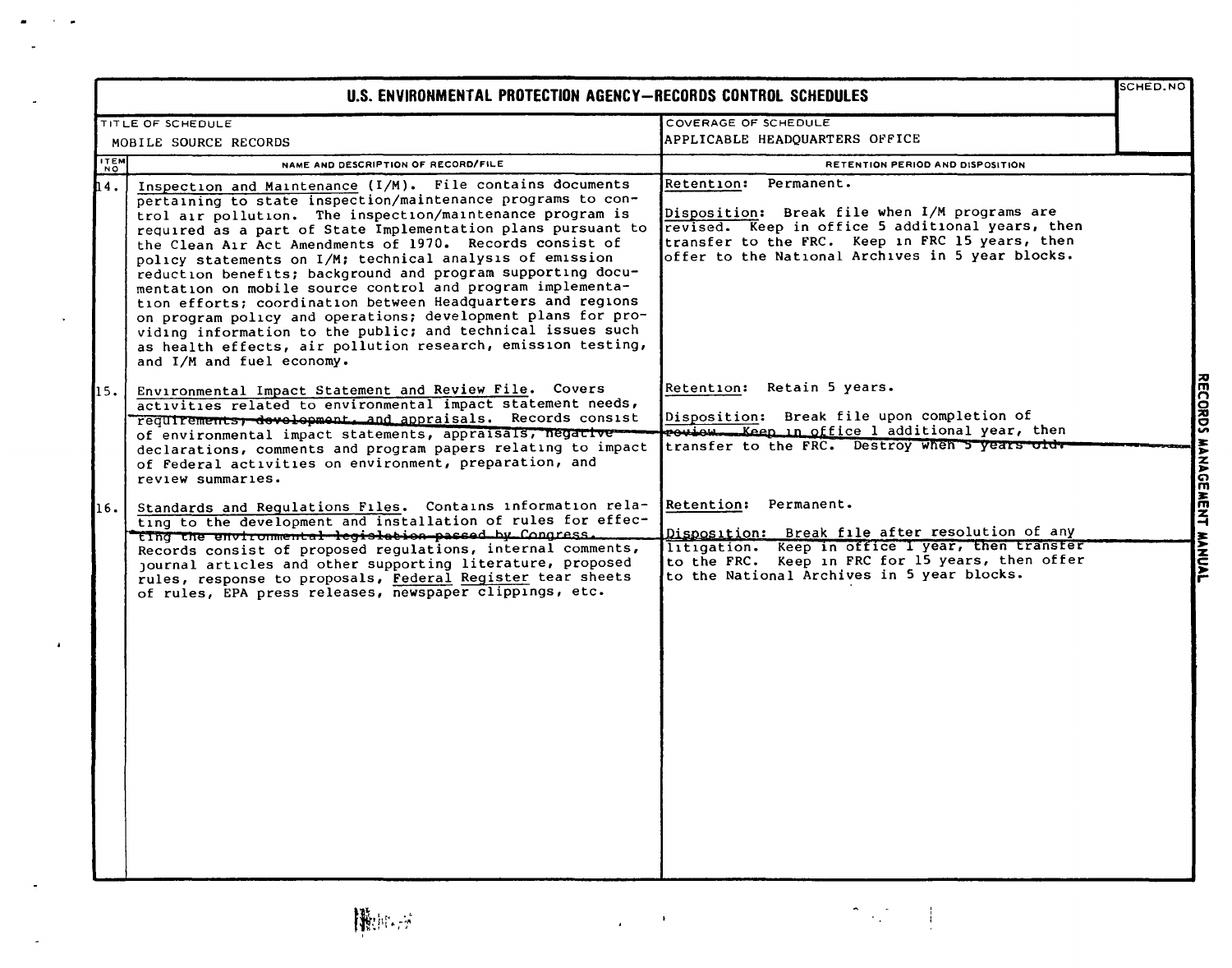# U.S. ENVIRONMENTAL PROTECTION AGENCY—RECORDS CONTROL SCHEDULES

| TITLE OF SCHEDULE | COVERAGE OF SCHEDULE | SCHED. NO |
|---|---|---|
| MOBILE SOURCE RECORDS | APPLICABLE HEADQUARTERS OFFICE | |

| ITEM NO | NAME AND DESCRIPTION OF RECORD/FILE | RETENTION PERIOD AND DISPOSITION |
|---|---|---|
| 14. | Inspection and Maintenance (I/M). File contains documents pertaining to state inspection/maintenance programs to control air pollution. The inspection/maintenance program is required as a part of State Implementation plans pursuant to the Clean Air Act Amendments of 1970. Records consist of policy statements on I/M; technical analysis of emission reduction benefits; background and program supporting documentation on mobile source control and program implementation efforts; coordination between Headquarters and regions on program policy and operations; development plans for providing information to the public; and technical issues such as health effects, air pollution research, emission testing, and I/M and fuel economy. | Retention: Permanent.<br><br>Disposition: Break file when I/M programs are revised. Keep in office 5 additional years, then transfer to the FRC. Keep in FRC 15 years, then offer to the National Archives in 5 year blocks. |
| 15. | Environmental Impact Statement and Review File. Covers activities related to environmental impact statement needs, requirements, development, and appraisals. Records consist of environmental impact statements, appraisals, negative declarations, comments and program papers relating to impact of Federal activities on environment, preparation, and review summaries. | Retention: Retain 5 years.<br><br>Disposition: Break file upon completion of review. Keep in office 1 additional year, then transfer to the FRC. Destroy when 5 years old. |
| 16. | Standards and Regulations Files. Contains information relating to the development and installation of rules for effecting the environmental legislation passed by Congress. Records consist of proposed regulations, internal comments, journal articles and other supporting literature, proposed rules, response to proposals, Federal Register tear sheets of rules, EPA press releases, newspaper clippings, etc. | Retention: Permanent.<br><br>Disposition: Break file after resolution of any litigation. Keep in office 1 year, then transfer to the FRC. Keep in FRC for 15 years, then offer to the National Archives in 5 year blocks. |

RECORDS MANAGEMENT MANUAL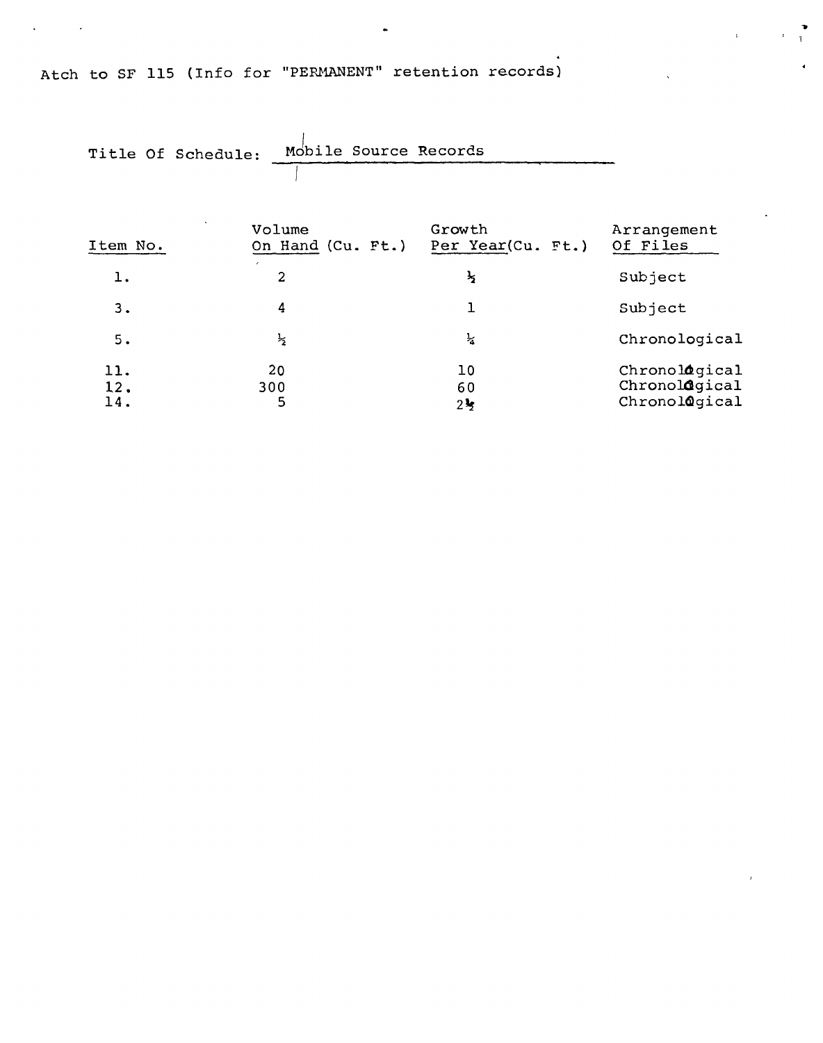Atch to SF 115 (Info for "PERMANENT" retention records)

Title Of Schedule: Mobile Source Records

| Item No. | Volume On Hand (Cu. Ft.) | Growth Per Year(Cu. Ft.) | Arrangement Of Files |
|---|---|---|---|
| 1. | 2 | ½ | Subject |
| 3. | 4 | 1 | Subject |
| 5. | ½ | ¼ | Chronological |
| 11. | 20 | 10 | Chronological |
| 12. | 300 | 60 | Chronological |
| 14. | 5 | 2½ | Chronological |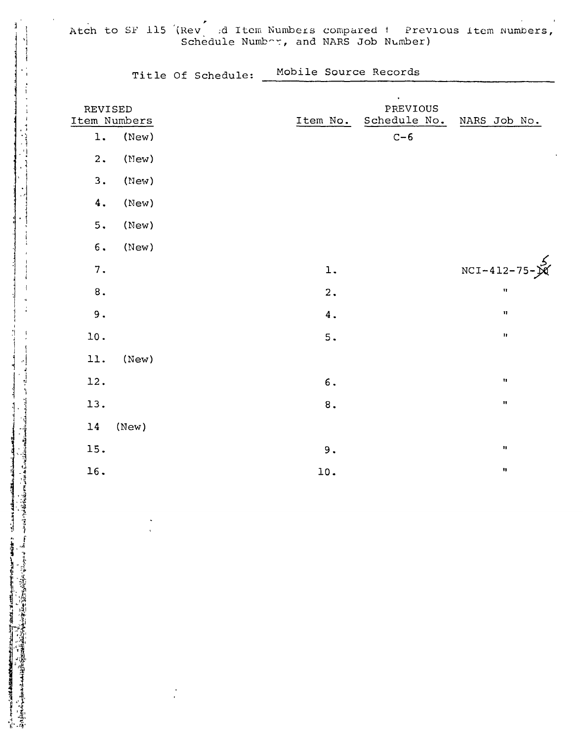Atch to SF 115 (Revised Item Numbers compared to Previous Item Numbers, Schedule Number, and NARS Job Number)

Title Of Schedule: Mobile Source Records

| REVISED Item Numbers | PREVIOUS Item No. | PREVIOUS Schedule No. | NARS Job No. |
|---|---|---|---|
| 1. (New) | | C-6 | |
| 2. (New) | | | |
| 3. (New) | | | |
| 4. (New) | | | |
| 5. (New) | | | |
| 6. (New) | | | |
| 7. | 1. | | NCI-412-75-5 |
| 8. | 2. | | " |
| 9. | 4. | | " |
| 10. | 5. | | " |
| 11. (New) | | | |
| 12. | 6. | | " |
| 13. | 8. | | " |
| 14 (New) | | | |
| 15. | 9. | | " |
| 16. | 10. | | " |